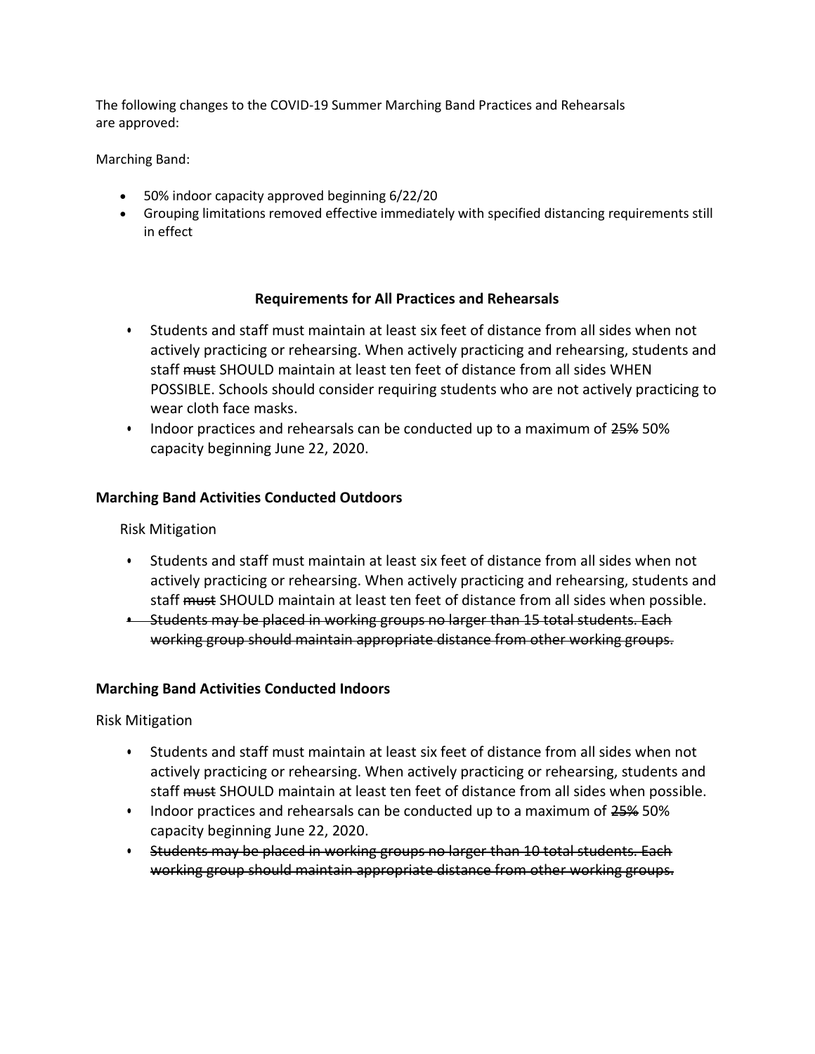The following changes to the COVID-19 Summer Marching Band Practices and Rehearsals are approved:

Marching Band:

- 50% indoor capacity approved beginning 6/22/20
- Grouping limitations removed effective immediately with specified distancing requirements still in effect

## Requirements for All Practices and Rehearsals

- Students and staff must maintain at least six feet of distance from all sides when not actively practicing or rehearsing. When actively practicing and rehearsing, students and staff ~~must~~ SHOULD maintain at least ten feet of distance from all sides WHEN POSSIBLE. Schools should consider requiring students who are not actively practicing to wear cloth face masks.
- Indoor practices and rehearsals can be conducted up to a maximum of ~~25%~~ 50% capacity beginning June 22, 2020.

### Marching Band Activities Conducted Outdoors

Risk Mitigation

- Students and staff must maintain at least six feet of distance from all sides when not actively practicing or rehearsing. When actively practicing and rehearsing, students and staff ~~must~~ SHOULD maintain at least ten feet of distance from all sides when possible.
- ~~Students may be placed in working groups no larger than 15 total students. Each working group should maintain appropriate distance from other working groups.~~

### Marching Band Activities Conducted Indoors

Risk Mitigation

- Students and staff must maintain at least six feet of distance from all sides when not actively practicing or rehearsing. When actively practicing or rehearsing, students and staff ~~must~~ SHOULD maintain at least ten feet of distance from all sides when possible.
- Indoor practices and rehearsals can be conducted up to a maximum of ~~25%~~ 50% capacity beginning June 22, 2020.
- ~~Students may be placed in working groups no larger than 10 total students. Each working group should maintain appropriate distance from other working groups.~~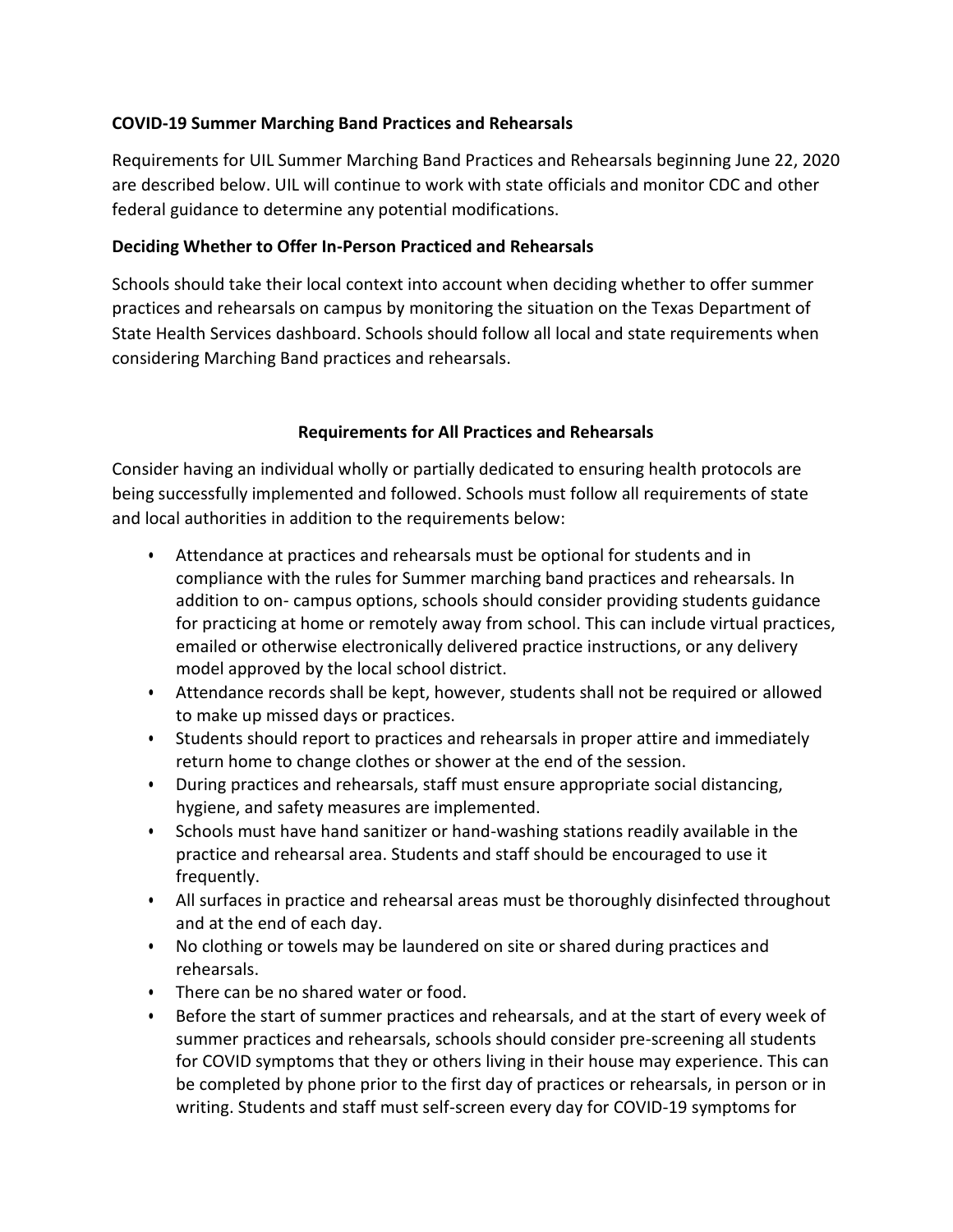**COVID-19 Summer Marching Band Practices and Rehearsals**

Requirements for UIL Summer Marching Band Practices and Rehearsals beginning June 22, 2020 are described below. UIL will continue to work with state officials and monitor CDC and other federal guidance to determine any potential modifications.

**Deciding Whether to Offer In-Person Practiced and Rehearsals**

Schools should take their local context into account when deciding whether to offer summer practices and rehearsals on campus by monitoring the situation on the Texas Department of State Health Services dashboard. Schools should follow all local and state requirements when considering Marching Band practices and rehearsals.

**Requirements for All Practices and Rehearsals**

Consider having an individual wholly or partially dedicated to ensuring health protocols are being successfully implemented and followed. Schools must follow all requirements of state and local authorities in addition to the requirements below:

- Attendance at practices and rehearsals must be optional for students and in compliance with the rules for Summer marching band practices and rehearsals. In addition to on- campus options, schools should consider providing students guidance for practicing at home or remotely away from school. This can include virtual practices, emailed or otherwise electronically delivered practice instructions, or any delivery model approved by the local school district.
- Attendance records shall be kept, however, students shall not be required or allowed to make up missed days or practices.
- Students should report to practices and rehearsals in proper attire and immediately return home to change clothes or shower at the end of the session.
- During practices and rehearsals, staff must ensure appropriate social distancing, hygiene, and safety measures are implemented.
- Schools must have hand sanitizer or hand-washing stations readily available in the practice and rehearsal area. Students and staff should be encouraged to use it frequently.
- All surfaces in practice and rehearsal areas must be thoroughly disinfected throughout and at the end of each day.
- No clothing or towels may be laundered on site or shared during practices and rehearsals.
- There can be no shared water or food.
- Before the start of summer practices and rehearsals, and at the start of every week of summer practices and rehearsals, schools should consider pre-screening all students for COVID symptoms that they or others living in their house may experience. This can be completed by phone prior to the first day of practices or rehearsals, in person or in writing. Students and staff must self-screen every day for COVID-19 symptoms for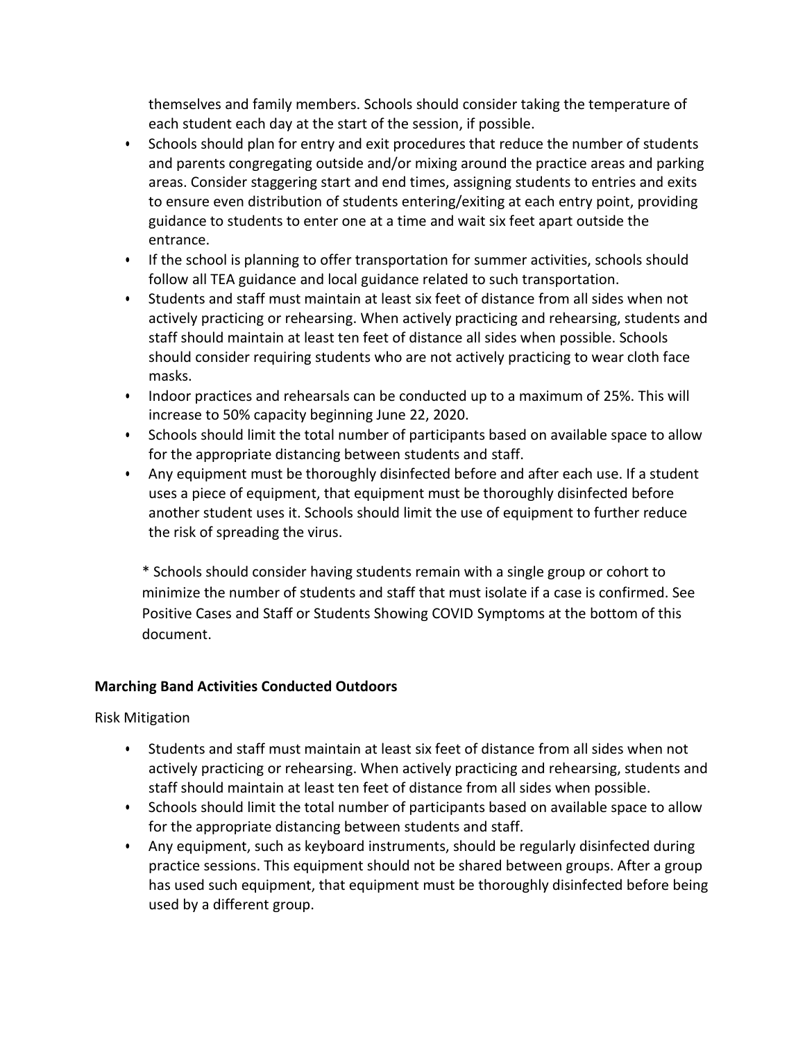themselves and family members. Schools should consider taking the temperature of each student each day at the start of the session, if possible.

- Schools should plan for entry and exit procedures that reduce the number of students and parents congregating outside and/or mixing around the practice areas and parking areas. Consider staggering start and end times, assigning students to entries and exits to ensure even distribution of students entering/exiting at each entry point, providing guidance to students to enter one at a time and wait six feet apart outside the entrance.
- If the school is planning to offer transportation for summer activities, schools should follow all TEA guidance and local guidance related to such transportation.
- Students and staff must maintain at least six feet of distance from all sides when not actively practicing or rehearsing. When actively practicing and rehearsing, students and staff should maintain at least ten feet of distance all sides when possible. Schools should consider requiring students who are not actively practicing to wear cloth face masks.
- Indoor practices and rehearsals can be conducted up to a maximum of 25%. This will increase to 50% capacity beginning June 22, 2020.
- Schools should limit the total number of participants based on available space to allow for the appropriate distancing between students and staff.
- Any equipment must be thoroughly disinfected before and after each use. If a student uses a piece of equipment, that equipment must be thoroughly disinfected before another student uses it. Schools should limit the use of equipment to further reduce the risk of spreading the virus.

  * Schools should consider having students remain with a single group or cohort to minimize the number of students and staff that must isolate if a case is confirmed. See Positive Cases and Staff or Students Showing COVID Symptoms at the bottom of this document.

**Marching Band Activities Conducted Outdoors**

Risk Mitigation

- Students and staff must maintain at least six feet of distance from all sides when not actively practicing or rehearsing. When actively practicing and rehearsing, students and staff should maintain at least ten feet of distance from all sides when possible.
- Schools should limit the total number of participants based on available space to allow for the appropriate distancing between students and staff.
- Any equipment, such as keyboard instruments, should be regularly disinfected during practice sessions. This equipment should not be shared between groups. After a group has used such equipment, that equipment must be thoroughly disinfected before being used by a different group.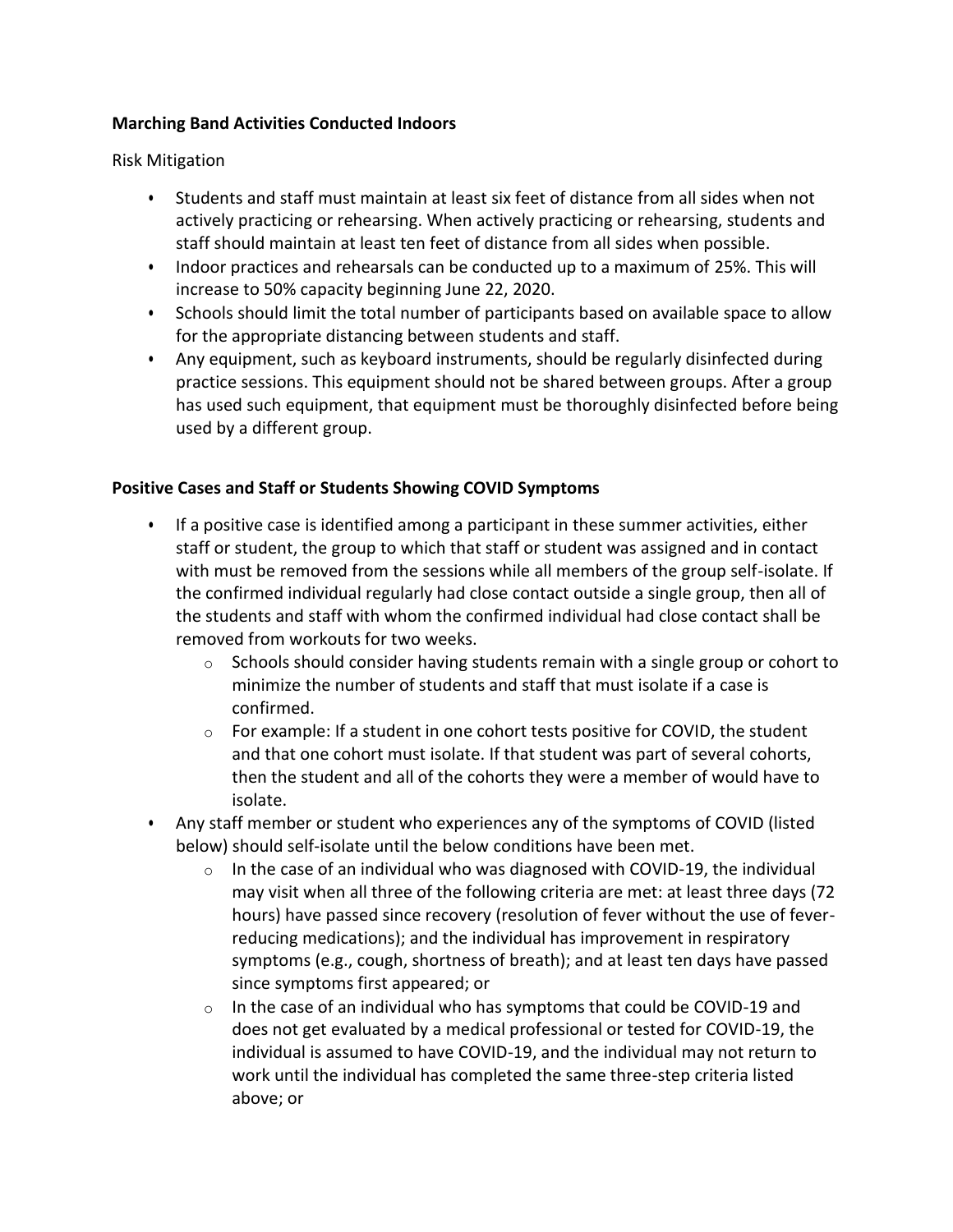**Marching Band Activities Conducted Indoors**

Risk Mitigation

- Students and staff must maintain at least six feet of distance from all sides when not actively practicing or rehearsing. When actively practicing or rehearsing, students and staff should maintain at least ten feet of distance from all sides when possible.
- Indoor practices and rehearsals can be conducted up to a maximum of 25%. This will increase to 50% capacity beginning June 22, 2020.
- Schools should limit the total number of participants based on available space to allow for the appropriate distancing between students and staff.
- Any equipment, such as keyboard instruments, should be regularly disinfected during practice sessions. This equipment should not be shared between groups. After a group has used such equipment, that equipment must be thoroughly disinfected before being used by a different group.

**Positive Cases and Staff or Students Showing COVID Symptoms**

- If a positive case is identified among a participant in these summer activities, either staff or student, the group to which that staff or student was assigned and in contact with must be removed from the sessions while all members of the group self-isolate. If the confirmed individual regularly had close contact outside a single group, then all of the students and staff with whom the confirmed individual had close contact shall be removed from workouts for two weeks.
  - Schools should consider having students remain with a single group or cohort to minimize the number of students and staff that must isolate if a case is confirmed.
  - For example: If a student in one cohort tests positive for COVID, the student and that one cohort must isolate. If that student was part of several cohorts, then the student and all of the cohorts they were a member of would have to isolate.
- Any staff member or student who experiences any of the symptoms of COVID (listed below) should self-isolate until the below conditions have been met.
  - In the case of an individual who was diagnosed with COVID-19, the individual may visit when all three of the following criteria are met: at least three days (72 hours) have passed since recovery (resolution of fever without the use of fever-reducing medications); and the individual has improvement in respiratory symptoms (e.g., cough, shortness of breath); and at least ten days have passed since symptoms first appeared; or
  - In the case of an individual who has symptoms that could be COVID-19 and does not get evaluated by a medical professional or tested for COVID-19, the individual is assumed to have COVID-19, and the individual may not return to work until the individual has completed the same three-step criteria listed above; or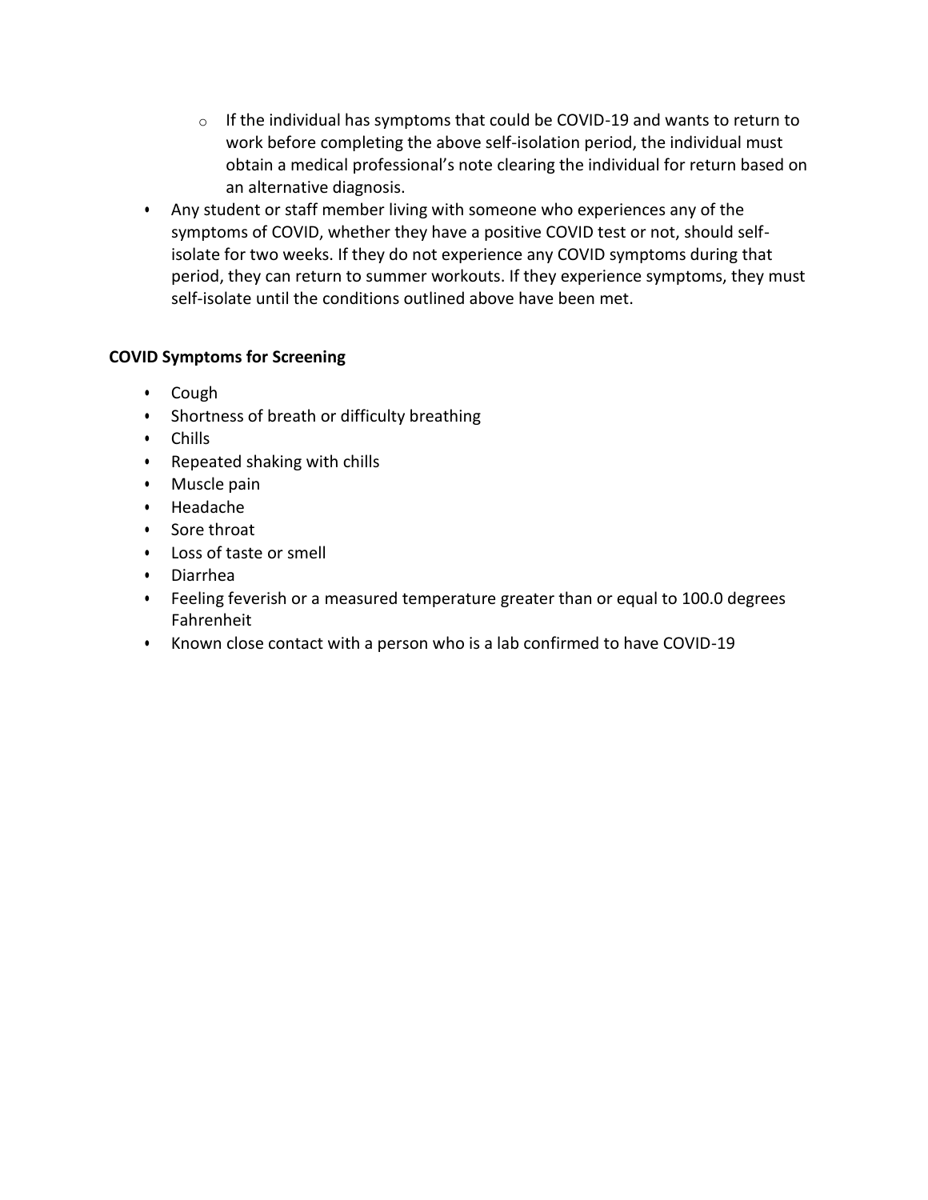- If the individual has symptoms that could be COVID-19 and wants to return to work before completing the above self-isolation period, the individual must obtain a medical professional's note clearing the individual for return based on an alternative diagnosis.
- Any student or staff member living with someone who experiences any of the symptoms of COVID, whether they have a positive COVID test or not, should self-isolate for two weeks. If they do not experience any COVID symptoms during that period, they can return to summer workouts. If they experience symptoms, they must self-isolate until the conditions outlined above have been met.

**COVID Symptoms for Screening**

- Cough
- Shortness of breath or difficulty breathing
- Chills
- Repeated shaking with chills
- Muscle pain
- Headache
- Sore throat
- Loss of taste or smell
- Diarrhea
- Feeling feverish or a measured temperature greater than or equal to 100.0 degrees Fahrenheit
- Known close contact with a person who is a lab confirmed to have COVID-19